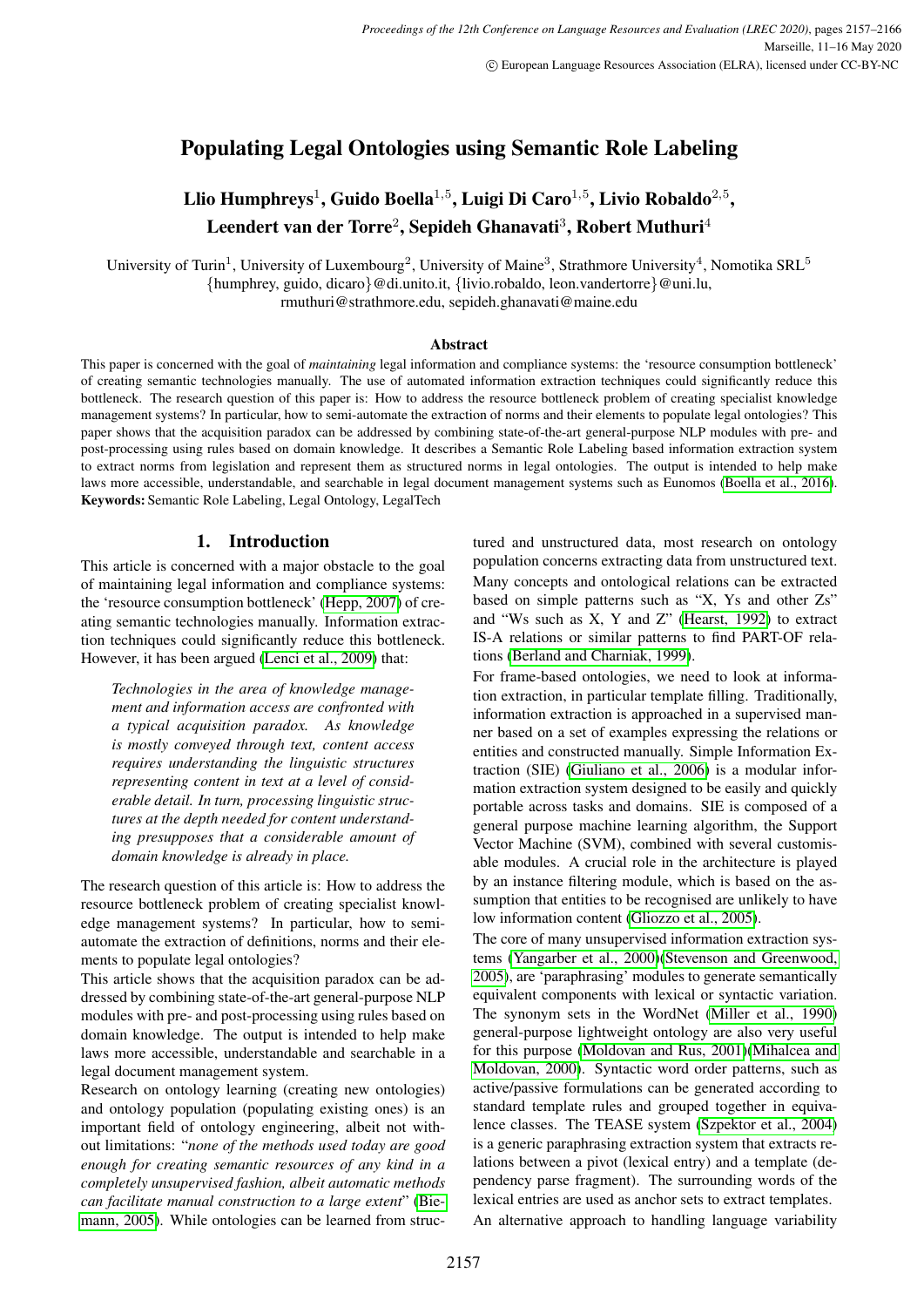# Populating Legal Ontologies using Semantic Role Labeling

**Llio Humphreys[1], Guido Boella[1,5], Luigi Di Caro[1,5], Livio Robaldo[2,5], Leendert van der Torre[2], Sepideh Ghanavati[3], Robert Muthuri[4]**

University of Turin[1], University of Luxembourg[2], University of Maine[3], Strathmore University[4], Nomotika SRL[5]
{humphrey, guido, dicaro}@di.unito.it, {livio.robaldo, leon.vandertorre}@uni.lu,
rmuthuri@strathmore.edu, sepideh.ghanavati@maine.edu

### Abstract

This paper is concerned with the goal of *maintaining* legal information and compliance systems: the 'resource consumption bottleneck' of creating semantic technologies manually. The use of automated information extraction techniques could significantly reduce this bottleneck. The research question of this paper is: How to address the resource bottleneck problem of creating specialist knowledge management systems? In particular, how to semi-automate the extraction of norms and their elements to populate legal ontologies? This paper shows that the acquisition paradox can be addressed by combining state-of-the-art general-purpose NLP modules with pre- and post-processing using rules based on domain knowledge. It describes a Semantic Role Labeling based information extraction system to extract norms from legislation and represent them as structured norms in legal ontologies. The output is intended to help make laws more accessible, understandable, and searchable in legal document management systems such as Eunomos (Boella et al., 2016).

**Keywords:** Semantic Role Labeling, Legal Ontology, LegalTech

## 1. Introduction

This article is concerned with a major obstacle to the goal of maintaining legal information and compliance systems: the 'resource consumption bottleneck' (Hepp, 2007) of creating semantic technologies manually. Information extraction techniques could significantly reduce this bottleneck. However, it has been argued (Lenci et al., 2009) that:

> *Technologies in the area of knowledge management and information access are confronted with a typical acquisition paradox. As knowledge is mostly conveyed through text, content access requires understanding the linguistic structures representing content in text at a level of considerable detail. In turn, processing linguistic structures at the depth needed for content understanding presupposes that a considerable amount of domain knowledge is already in place.*

The research question of this article is: How to address the resource bottleneck problem of creating specialist knowledge management systems? In particular, how to semi-automate the extraction of definitions, norms and their elements to populate legal ontologies?

This article shows that the acquisition paradox can be addressed by combining state-of-the-art general-purpose NLP modules with pre- and post-processing using rules based on domain knowledge. The output is intended to help make laws more accessible, understandable and searchable in a legal document management system.

Research on ontology learning (creating new ontologies) and ontology population (populating existing ones) is an important field of ontology engineering, albeit not without limitations: "*none of the methods used today are good enough for creating semantic resources of any kind in a completely unsupervised fashion, albeit automatic methods can facilitate manual construction to a large extent*" (Biemann, 2005). While ontologies can be learned from structured and unstructured data, most research on ontology population concerns extracting data from unstructured text. Many concepts and ontological relations can be extracted based on simple patterns such as "X, Ys and other Zs" and "Ws such as X, Y and Z" (Hearst, 1992) to extract IS-A relations or similar patterns to find PART-OF relations (Berland and Charniak, 1999).

For frame-based ontologies, we need to look at information extraction, in particular template filling. Traditionally, information extraction is approached in a supervised manner based on a set of examples expressing the relations or entities and constructed manually. Simple Information Extraction (SIE) (Giuliano et al., 2006) is a modular information extraction system designed to be easily and quickly portable across tasks and domains. SIE is composed of a general purpose machine learning algorithm, the Support Vector Machine (SVM), combined with several customisable modules. A crucial role in the architecture is played by an instance filtering module, which is based on the assumption that entities to be recognised are unlikely to have low information content (Gliozzo et al., 2005).

The core of many unsupervised information extraction systems (Yangarber et al., 2000)(Stevenson and Greenwood, 2005), are 'paraphrasing' modules to generate semantically equivalent components with lexical or syntactic variation. The synonym sets in the WordNet (Miller et al., 1990) general-purpose lightweight ontology are also very useful for this purpose (Moldovan and Rus, 2001)(Mihalcea and Moldovan, 2000). Syntactic word order patterns, such as active/passive formulations can be generated according to standard template rules and grouped together in equivalence classes. The TEASE system (Szpektor et al., 2004) is a generic paraphrasing extraction system that extracts relations between a pivot (lexical entry) and a template (dependency parse fragment). The surrounding words of the lexical entries are used as anchor sets to extract templates.

An alternative approach to handling language variability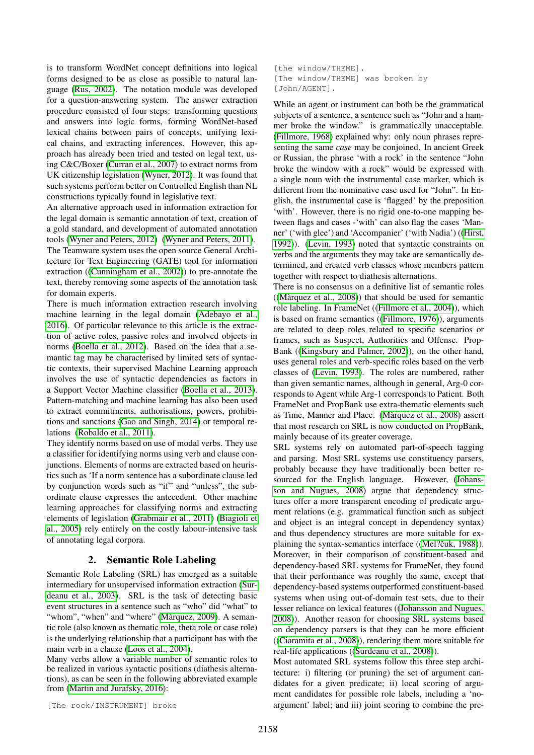is to transform WordNet concept definitions into logical forms designed to be as close as possible to natural language (Rus, 2002). The notation module was developed for a question-answering system. The answer extraction procedure consisted of four steps: transforming questions and answers into logic forms, forming WordNet-based lexical chains between pairs of concepts, unifying lexical chains, and extracting inferences. However, this approach has already been tried and tested on legal text, using C&C/Boxer (Curran et al., 2007) to extract norms from UK citizenship legislation (Wyner, 2012). It was found that such systems perform better on Controlled English than NL constructions typically found in legislative text.

An alternative approach used in information extraction for the legal domain is semantic annotation of text, creation of a gold standard, and development of automated annotation tools (Wyner and Peters, 2012) (Wyner and Peters, 2011). The Teamware system uses the open source General Architecture for Text Engineering (GATE) tool for information extraction ((Cunningham et al., 2002)) to pre-annotate the text, thereby removing some aspects of the annotation task for domain experts.

There is much information extraction research involving machine learning in the legal domain (Adebayo et al., 2016). Of particular relevance to this article is the extraction of active roles, passive roles and involved objects in norms (Boella et al., 2012). Based on the idea that a semantic tag may be characterised by limited sets of syntactic contexts, their supervised Machine Learning approach involves the use of syntactic dependencies as factors in a Support Vector Machine classifier (Boella et al., 2013). Pattern-matching and machine learning has also been used to extract commitments, authorisations, powers, prohibitions and sanctions (Gao and Singh, 2014) or temporal relations (Robaldo et al., 2011).

They identify norms based on use of modal verbs. They use a classifier for identifying norms using verb and clause conjunctions. Elements of norms are extracted based on heuristics such as 'If a norm sentence has a subordinate clause led by conjunction words such as "if" and "unless", the subordinate clause expresses the antecedent. Other machine learning approaches for classifying norms and extracting elements of legislation (Grabmair et al., 2011) (Biagioli et al., 2005) rely entirely on the costly labour-intensive task of annotating legal corpora.

## 2. Semantic Role Labeling

Semantic Role Labeling (SRL) has emerged as a suitable intermediary for unsupervised information extraction (Surdeanu et al., 2003). SRL is the task of detecting basic event structures in a sentence such as "who" did "what" to "whom", "when" and "where" (Màrquez, 2009). A semantic role (also known as thematic role, theta role or case role) is the underlying relationship that a participant has with the main verb in a clause (Loos et al., 2004).

Many verbs allow a variable number of semantic roles to be realized in various syntactic positions (diathesis alternations), as can be seen in the following abbreviated example from (Martin and Jurafsky, 2016):

```
[The rock/INSTRUMENT] broke
[the window/THEME].
[The window/THEME] was broken by
[John/AGENT].
```

While an agent or instrument can both be the grammatical subjects of a sentence, a sentence such as "John and a hammer broke the window." is grammatically unacceptable. (Fillmore, 1968) explained why: only noun phrases representing the same *case* may be conjoined. In ancient Greek or Russian, the phrase 'with a rock' in the sentence "John broke the window with a rock" would be expressed with a single noun with the instrumental case marker, which is different from the nominative case used for "John". In English, the instrumental case is 'flagged' by the preposition 'with'. However, there is no rigid one-to-one mapping between flags and cases -'with' can also flag the cases 'Manner' ('with glee') and 'Accompanier' ('with Nadia') ((Hirst, 1992)). (Levin, 1993) noted that syntactic constraints on verbs and the arguments they may take are semantically determined, and created verb classes whose members pattern together with respect to diathesis alternations.

There is no consensus on a definitive list of semantic roles ((Màrquez et al., 2008)) that should be used for semantic role labeling. In FrameNet ((Fillmore et al., 2004)), which is based on frame semantics ((Fillmore, 1976)), arguments are related to deep roles related to specific scenarios or frames, such as Suspect, Authorities and Offense. PropBank ((Kingsbury and Palmer, 2002)), on the other hand, uses general roles and verb-specific roles based on the verb classes of (Levin, 1993). The roles are numbered, rather than given semantic names, although in general, Arg-0 corresponds to Agent while Arg-1 corresponds to Patient. Both FrameNet and PropBank use extra-thematic elements such as Time, Manner and Place. (Màrquez et al., 2008) assert that most research on SRL is now conducted on PropBank, mainly because of its greater coverage.

SRL systems rely on automated part-of-speech tagging and parsing. Most SRL systems use constituency parsers, probably because they have traditionally been better resourced for the English language. However, (Johansson and Nugues, 2008) argue that dependency structures offer a more transparent encoding of predicate argument relations (e.g. grammatical function such as subject and object is an integral concept in dependency syntax) and thus dependency structures are more suitable for explaining the syntax-semantics interface ((Mel?čuk, 1988)). Moreover, in their comparison of constituent-based and dependency-based SRL systems for FrameNet, they found that their performance was roughly the same, except that dependency-based systems outperformed constituent-based systems when using out-of-domain test sets, due to their lesser reliance on lexical features ((Johansson and Nugues, 2008)). Another reason for choosing SRL systems based on dependency parsers is that they can be more efficient ((Ciaramita et al., 2008)), rendering them more suitable for real-life applications ((Surdeanu et al., 2008)).

Most automated SRL systems follow this three step architecture: i) filtering (or pruning) the set of argument candidates for a given predicate; ii) local scoring of argument candidates for possible role labels, including a 'no-argument' label; and iii) joint scoring to combine the pre-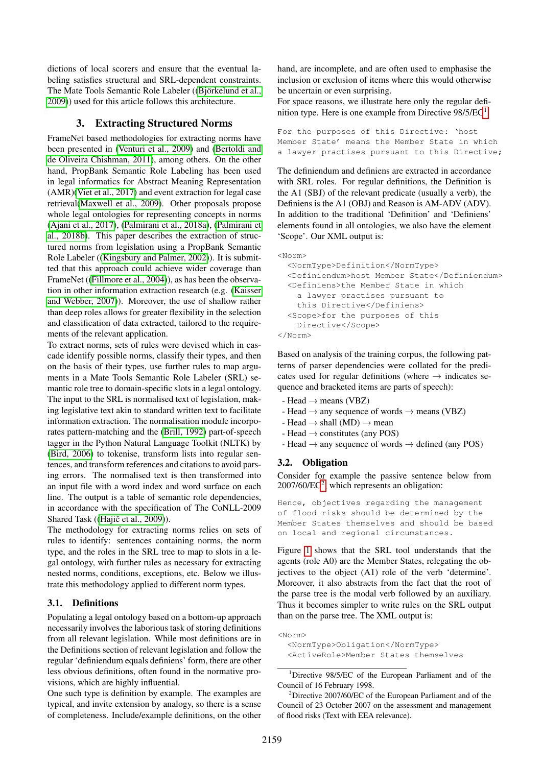dictions of local scorers and ensure that the eventual labeling satisfies structural and SRL-dependent constraints. The Mate Tools Semantic Role Labeler ((Björkelund et al., 2009)) used for this article follows this architecture.

## 3. Extracting Structured Norms

FrameNet based methodologies for extracting norms have been presented in (Venturi et al., 2009) and (Bertoldi and de Oliveira Chishman, 2011), among others. On the other hand, PropBank Semantic Role Labeling has been used in legal informatics for Abstract Meaning Representation (AMR)(Viet et al., 2017) and event extraction for legal case retrieval(Maxwell et al., 2009). Other proposals propose whole legal ontologies for representing concepts in norms (Ajani et al., 2017), (Palmirani et al., 2018a), (Palmirani et al., 2018b). This paper describes the extraction of structured norms from legislation using a PropBank Semantic Role Labeler ((Kingsbury and Palmer, 2002)). It is submitted that this approach could achieve wider coverage than FrameNet ((Fillmore et al., 2004)), as has been the observation in other information extraction research (e.g. (Kaisser and Webber, 2007)). Moreover, the use of shallow rather than deep roles allows for greater flexibility in the selection and classification of data extracted, tailored to the requirements of the relevant application.

To extract norms, sets of rules were devised which in cascade identify possible norms, classify their types, and then on the basis of their types, use further rules to map arguments in a Mate Tools Semantic Role Labeler (SRL) semantic role tree to domain-specific slots in a legal ontology. The input to the SRL is normalised text of legislation, making legislative text akin to standard written text to facilitate information extraction. The normalisation module incorporates pattern-matching and the (Brill, 1992) part-of-speech tagger in the Python Natural Language Toolkit (NLTK) by (Bird, 2006) to tokenise, transform lists into regular sentences, and transform references and citations to avoid parsing errors. The normalised text is then transformed into an input file with a word index and word surface on each line. The output is a table of semantic role dependencies, in accordance with the specification of The CoNLL-2009 Shared Task ((Hajič et al., 2009)).

The methodology for extracting norms relies on sets of rules to identify: sentences containing norms, the norm type, and the roles in the SRL tree to map to slots in a legal ontology, with further rules as necessary for extracting nested norms, conditions, exceptions, etc. Below we illustrate this methodology applied to different norm types.

### 3.1. Definitions

Populating a legal ontology based on a bottom-up approach necessarily involves the laborious task of storing definitions from all relevant legislation. While most definitions are in the Definitions section of relevant legislation and follow the regular 'definiendum equals definiens' form, there are other less obvious definitions, often found in the normative provisions, which are highly influential.

One such type is definition by example. The examples are typical, and invite extension by analogy, so there is a sense of completeness. Include/example definitions, on the other hand, are incomplete, and are often used to emphasise the inclusion or exclusion of items where this would otherwise be uncertain or even surprising.

For space reasons, we illustrate here only the regular definition type. Here is one example from Directive 98/5/EC[1]

```
For the purposes of this Directive: 'host
Member State' means the Member State in which
a lawyer practises pursuant to this Directive;
```

The definiendum and definiens are extracted in accordance with SRL roles. For regular definitions, the Definition is the A1 (SBJ) of the relevant predicate (usually a verb), the Definiens is the A1 (OBJ) and Reason is AM-ADV (ADV). In addition to the traditional 'Definition' and 'Definiens' elements found in all ontologies, we also have the element 'Scope'. Our XML output is:

```
<Norm>
  <NormType>Definition</NormType>
  <Definiendum>host Member State</Definiendum>
  <Definiens>the Member State in which
    a lawyer practises pursuant to
    this Directive</Definiens>
  <Scope>for the purposes of this
    Directive</Scope>
</Norm>
```

Based on analysis of the training corpus, the following patterns of parser dependencies were collated for the predicates used for regular definitions (where → indicates sequence and bracketed items are parts of speech):

- Head → means (VBZ)
- Head → any sequence of words → means (VBZ)
- Head → shall (MD) → mean
- Head → constitutes (any POS)
- Head → any sequence of words → defined (any POS)

### 3.2. Obligation

Consider for example the passive sentence below from 2007/60/EC[2] which represents an obligation:

```
Hence, objectives regarding the management
of flood risks should be determined by the
Member States themselves and should be based
on local and regional circumstances.
```

Figure 1 shows that the SRL tool understands that the agents (role A0) are the Member States, relegating the objectives to the object (A1) role of the verb 'determine'. Moreover, it also abstracts from the fact that the root of the parse tree is the modal verb followed by an auxiliary. Thus it becomes simpler to write rules on the SRL output than on the parse tree. The XML output is:

```
<Norm>
  <NormType>Obligation</NormType>
  <ActiveRole>Member States themselves
```

[1] Directive 98/5/EC of the European Parliament and of the Council of 16 February 1998.

[2] Directive 2007/60/EC of the European Parliament and of the Council of 23 October 2007 on the assessment and management of flood risks (Text with EEA relevance).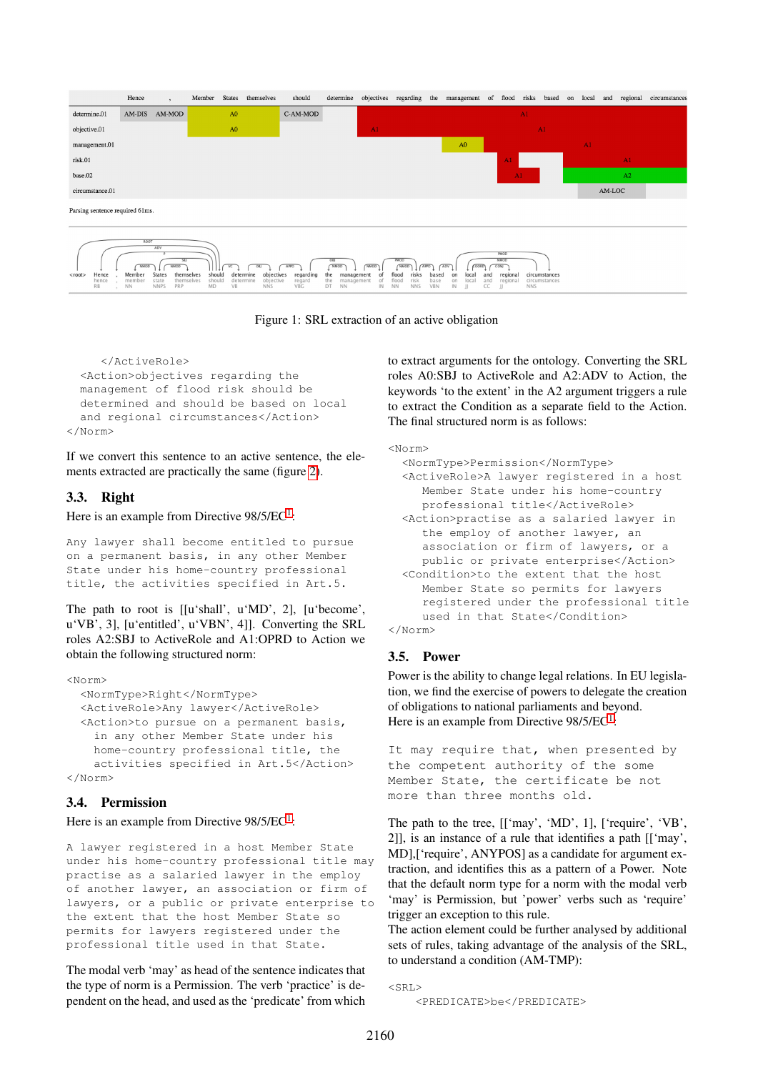| | Hence | , | Member | States | themselves | should | determine | objectives | regarding | the | management | of | flood | risks | based | on | local | and | regional | circumstances |
|---|---|---|---|---|---|---|---|---|---|---|---|---|---|---|---|---|---|---|---|---|
| determine.01 | AM-DIS | AM-MOD | A0 | | | C-AM-MOD | | | | | | | A1 | | | | | | | |
| objective.01 | | | A0 | | | | | A1 | | | | | A1 | | | | | | | |
| management.01 | | | | | | | | | | | A0 | | | | A1 | | | | | |
| risk.01 | | | | | | | | | | | | | A1 | | A1 | | | | | |
| base.02 | | | | | | | | | | | | | A1 | | A2 | | | | | |
| circumstance.01 | | | | | | | | | | | | | | | | | AM-LOC | | | |

Parsing sentence required 61ms.

Figure 1: SRL extraction of an active obligation

```
    </ActiveRole>
  <Action>objectives regarding the
  management of flood risk should be
  determined and should be based on local
  and regional circumstances</Action>
</Norm>
```

If we convert this sentence to an active sentence, the elements extracted are practically the same (figure 2).

### 3.3. Right

Here is an example from Directive 98/5/EC[1]:

```
Any lawyer shall become entitled to pursue
on a permanent basis, in any other Member
State under his home-country professional
title, the activities specified in Art.5.
```

The path to root is [[u'shall', u'MD', 2], [u'become', u'VB', 3], [u'entitled', u'VBN', 4]]. Converting the SRL roles A2:SBJ to ActiveRole and A1:OPRD to Action we obtain the following structured norm:

```
<Norm>
  <NormType>Right</NormType>
  <ActiveRole>Any lawyer</ActiveRole>
  <Action>to pursue on a permanent basis,
    in any other Member State under his
    home-country professional title, the
    activities specified in Art.5</Action>
</Norm>
```

### 3.4. Permission

Here is an example from Directive 98/5/EC[1]:

```
A lawyer registered in a host Member State
under his home-country professional title may
practise as a salaried lawyer in the employ
of another lawyer, an association or firm of
lawyers, or a public or private enterprise to
the extent that the host Member State so
permits for lawyers registered under the
professional title used in that State.
```

The modal verb 'may' as head of the sentence indicates that the type of norm is a Permission. The verb 'practise' is dependent on the head, and used as the 'predicate' from which to extract arguments for the ontology. Converting the SRL roles A0:SBJ to ActiveRole and A2:ADV to Action, the keywords 'to the extent' in the A2 argument triggers a rule to extract the Condition as a separate field to the Action. The final structured norm is as follows:

```
<Norm>
  <NormType>Permission</NormType>
  <ActiveRole>A lawyer registered in a host
     Member State under his home-country
     professional title</ActiveRole>
  <Action>practise as a salaried lawyer in
     the employ of another lawyer, an
     association or firm of lawyers, or a
     public or private enterprise</Action>
  <Condition>to the extent that the host
     Member State so permits for lawyers
     registered under the professional title
     used in that State</Condition>
</Norm>
```

### 3.5. Power

Power is the ability to change legal relations. In EU legislation, we find the exercise of powers to delegate the creation of obligations to national parliaments and beyond.
Here is an example from Directive 98/5/EC[1]:

```
It may require that, when presented by
the competent authority of the some
Member State, the certificate be not
more than three months old.
```

The path to the tree, [['may', 'MD', 1], ['require', 'VB', 2]], is an instance of a rule that identifies a path [['may', MD],['require', ANYPOS] as a candidate for argument extraction, and identifies this as a pattern of a Power. Note that the default norm type for a norm with the modal verb 'may' is Permission, but 'power' verbs such as 'require' trigger an exception to this rule.
The action element could be further analysed by additional sets of rules, taking advantage of the analysis of the SRL, to understand a condition (AM-TMP):

```
<SRL>
    <PREDICATE>be</PREDICATE>
```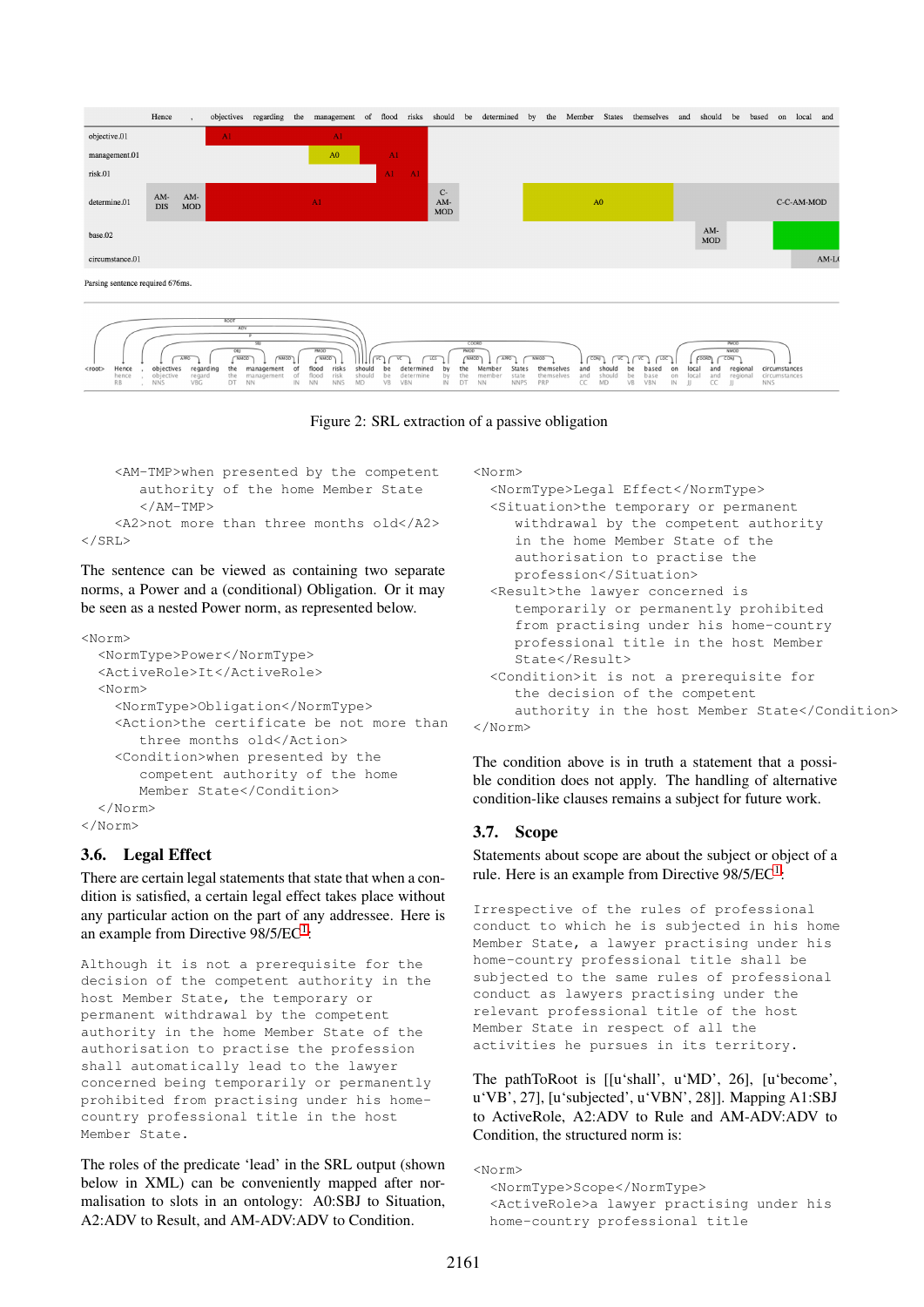Figure 2: SRL extraction of a passive obligation

```
    <AM-TMP>when presented by the competent
       authority of the home Member State
       </AM-TMP>
    <A2>not more than three months old</A2>
</SRL>
```

The sentence can be viewed as containing two separate norms, a Power and a (conditional) Obligation. Or it may be seen as a nested Power norm, as represented below.

```
<Norm>
  <NormType>Power</NormType>
  <ActiveRole>It</ActiveRole>
  <Norm>
    <NormType>Obligation</NormType>
    <Action>the certificate be not more than
       three months old</Action>
    <Condition>when presented by the
       competent authority of the home
       Member State</Condition>
  </Norm>
</Norm>
```

### 3.6. Legal Effect

There are certain legal statements that state that when a condition is satisfied, a certain legal effect takes place without any particular action on the part of any addressee. Here is an example from Directive 98/5/EC[1].

```
Although it is not a prerequisite for the
decision of the competent authority in the
host Member State, the temporary or
permanent withdrawal by the competent
authority in the home Member State of the
authorisation to practise the profession
shall automatically lead to the lawyer
concerned being temporarily or permanently
prohibited from practising under his home-
country professional title in the host
Member State.
```

The roles of the predicate 'lead' in the SRL output (shown below in XML) can be conveniently mapped after normalisation to slots in an ontology: A0:SBJ to Situation, A2:ADV to Result, and AM-ADV:ADV to Condition.

```
<Norm>
  <NormType>Legal Effect</NormType>
  <Situation>the temporary or permanent
     withdrawal by the competent authority
     in the home Member State of the
     authorisation to practise the
     profession</Situation>
  <Result>the lawyer concerned is
     temporarily or permanently prohibited
     from practising under his home-country
     professional title in the host Member
     State</Result>
  <Condition>it is not a prerequisite for
     the decision of the competent
     authority in the host Member State</Condition>
</Norm>
```

The condition above is in truth a statement that a possible condition does not apply. The handling of alternative condition-like clauses remains a subject for future work.

### 3.7. Scope

Statements about scope are about the subject or object of a rule. Here is an example from Directive 98/5/EC[1].

```
Irrespective of the rules of professional
conduct to which he is subjected in his home
Member State, a lawyer practising under his
home-country professional title shall be
subjected to the same rules of professional
conduct as lawyers practising under the
relevant professional title of the host
Member State in respect of all the
activities he pursues in its territory.
```

The pathToRoot is [[u'shall', u'MD', 26], [u'become', u'VB', 27], [u'subjected', u'VBN', 28]]. Mapping A1:SBJ to ActiveRole, A2:ADV to Rule and AM-ADV:ADV to Condition, the structured norm is:

```
<Norm>
  <NormType>Scope</NormType>
  <ActiveRole>a lawyer practising under his
  home-country professional title
```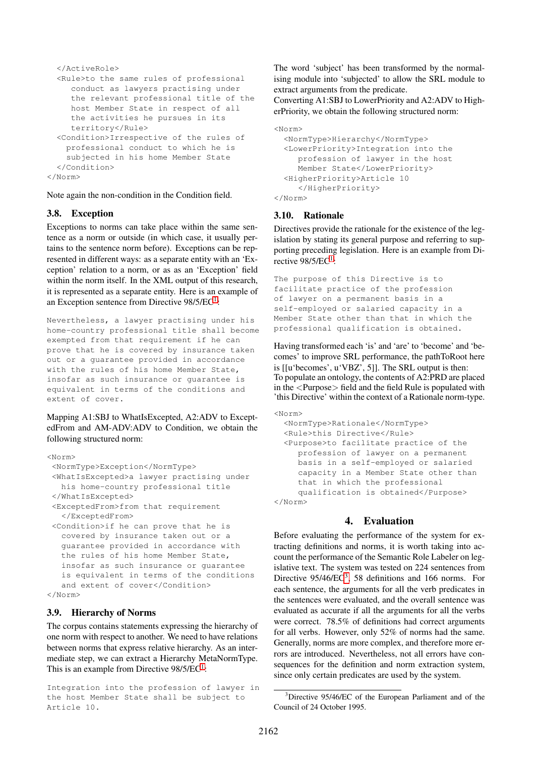```
  </ActiveRole>
  <Rule>to the same rules of professional
     conduct as lawyers practising under
     the relevant professional title of the
     host Member State in respect of all
     the activities he pursues in its
     territory</Rule>
  <Condition>Irrespective of the rules of
    professional conduct to which he is
    subjected in his home Member State
  </Condition>
</Norm>
```

Note again the non-condition in the Condition field.

### 3.8. Exception

Exceptions to norms can take place within the same sentence as a norm or outside (in which case, it usually pertains to the sentence norm before). Exceptions can be represented in different ways: as a separate entity with an 'Exception' relation to a norm, or as as an 'Exception' field within the norm itself. In the XML output of this research, it is represented as a separate entity. Here is an example of an Exception sentence from Directive 98/5/EC[1]:

```
Nevertheless, a lawyer practising under his
home-country professional title shall become
exempted from that requirement if he can
prove that he is covered by insurance taken
out or a guarantee provided in accordance
with the rules of his home Member State,
insofar as such insurance or guarantee is
equivalent in terms of the conditions and
extent of cover.
```

Mapping A1:SBJ to WhatIsExcepted, A2:ADV to ExceptedFrom and AM-ADV:ADV to Condition, we obtain the following structured norm:

```
<Norm>
 <NormType>Exception</NormType>
 <WhatIsExcepted>a lawyer practising under
   his home-country professional title
 </WhatIsExcepted>
 <ExceptedFrom>from that requirement
   </ExceptedFrom>
 <Condition>if he can prove that he is
   covered by insurance taken out or a
   guarantee provided in accordance with
   the rules of his home Member State,
   insofar as such insurance or guarantee
   is equivalent in terms of the conditions
   and extent of cover</Condition>
</Norm>
```

### 3.9. Hierarchy of Norms

The corpus contains statements expressing the hierarchy of one norm with respect to another. We need to have relations between norms that express relative hierarchy. As an intermediate step, we can extract a Hierarchy MetaNormType. This is an example from Directive 98/5/EC[1]:

```
Integration into the profession of lawyer in
the host Member State shall be subject to
Article 10.
```

The word 'subject' has been transformed by the normalising module into 'subjected' to allow the SRL module to extract arguments from the predicate.
Converting A1:SBJ to LowerPriority and A2:ADV to HigherPriority, we obtain the following structured norm:

```
<Norm>
  <NormType>Hierarchy</NormType>
  <LowerPriority>Integration into the
     profession of lawyer in the host
     Member State</LowerPriority>
  <HigherPriority>Article 10
     </HigherPriority>
</Norm>
```

### 3.10. Rationale

Directives provide the rationale for the existence of the legislation by stating its general purpose and referring to supporting preceding legislation. Here is an example from Directive 98/5/EC[1]:

```
The purpose of this Directive is to
facilitate practice of the profession
of lawyer on a permanent basis in a
self-employed or salaried capacity in a
Member State other than that in which the
professional qualification is obtained.
```

Having transformed each 'is' and 'are' to 'become' and 'becomes' to improve SRL performance, the pathToRoot here is [[u'becomes', u'VBZ', 5]]. The SRL output is then:
To populate an ontology, the contents of A2:PRD are placed in the <Purpose> field and the field Rule is populated with 'this Directive' within the context of a Rationale norm-type.

```
<Norm>
  <NormType>Rationale</NormType>
  <Rule>this Directive</Rule>
  <Purpose>to facilitate practice of the
     profession of lawyer on a permanent
     basis in a self-employed or salaried
     capacity in a Member State other than
     that in which the professional
     qualification is obtained</Purpose>
</Norm>
```

## 4. Evaluation

Before evaluating the performance of the system for extracting definitions and norms, it is worth taking into account the performance of the Semantic Role Labeler on legislative text. The system was tested on 224 sentences from Directive 95/46/EC[3], 58 definitions and 166 norms. For each sentence, the arguments for all the verb predicates in the sentences were evaluated, and the overall sentence was evaluated as accurate if all the arguments for all the verbs were correct. 78.5% of definitions had correct arguments for all verbs. However, only 52% of norms had the same. Generally, norms are more complex, and therefore more errors are introduced. Nevertheless, not all errors have consequences for the definition and norm extraction system, since only certain predicates are used by the system.

[3]Directive 95/46/EC of the European Parliament and of the Council of 24 October 1995.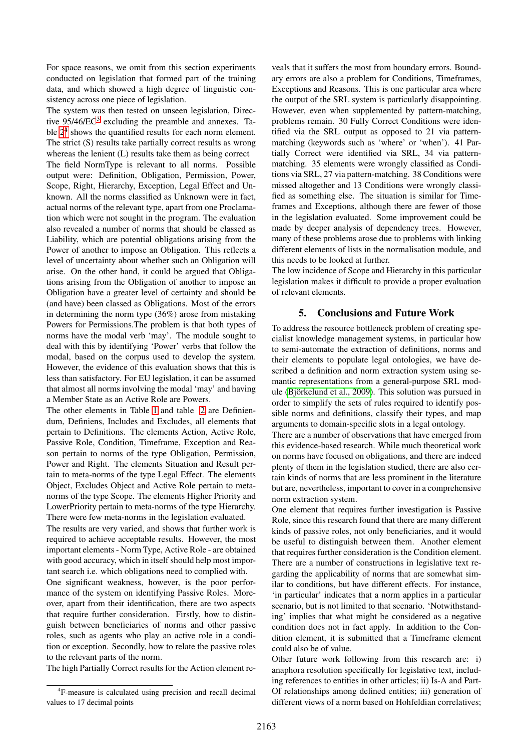For space reasons, we omit from this section experiments conducted on legislation that formed part of the training data, and which showed a high degree of linguistic consistency across one piece of legislation.

The system was then tested on unseen legislation, Directive 95/46/EC[3] excluding the preamble and annexes. Table 2[4] shows the quantified results for each norm element. The strict (S) results take partially correct results as wrong whereas the lenient (L) results take them as being correct

The field NormType is relevant to all norms. Possible output were: Definition, Obligation, Permission, Power, Scope, Right, Hierarchy, Exception, Legal Effect and Unknown. All the norms classified as Unknown were in fact, actual norms of the relevant type, apart from one Proclamation which were not sought in the program. The evaluation also revealed a number of norms that should be classed as Liability, which are potential obligations arising from the Power of another to impose an Obligation. This reflects a level of uncertainty about whether such an Obligation will arise. On the other hand, it could be argued that Obligations arising from the Obligation of another to impose an Obligation have a greater level of certainty and should be (and have) been classed as Obligations. Most of the errors in determining the norm type (36%) arose from mistaking Powers for Permissions.The problem is that both types of norms have the modal verb 'may'. The module sought to deal with this by identifying 'Power' verbs that follow the modal, based on the corpus used to develop the system. However, the evidence of this evaluation shows that this is less than satisfactory. For EU legislation, it can be assumed that almost all norms involving the modal 'may' and having a Member State as an Active Role are Powers.

The other elements in Table 1 and table 2 are Definiendum, Definiens, Includes and Excludes, all elements that pertain to Definitions. The elements Action, Active Role, Passive Role, Condition, Timeframe, Exception and Reason pertain to norms of the type Obligation, Permission, Power and Right. The elements Situation and Result pertain to meta-norms of the type Legal Effect. The elements Object, Excludes Object and Active Role pertain to meta-norms of the type Scope. The elements Higher Priority and LowerPriority pertain to meta-norms of the type Hierarchy. There were few meta-norms in the legislation evaluated.

The results are very varied, and shows that further work is required to achieve acceptable results. However, the most important elements - Norm Type, Active Role - are obtained with good accuracy, which in itself should help most important search i.e. which obligations need to complied with.

One significant weakness, however, is the poor performance of the system on identifying Passive Roles. Moreover, apart from their identification, there are two aspects that require further consideration. Firstly, how to distinguish between beneficiaries of norms and other passive roles, such as agents who play an active role in a condition or exception. Secondly, how to relate the passive roles to the relevant parts of the norm.

The high Partially Correct results for the Action element reveals that it suffers the most from boundary errors. Boundary errors are also a problem for Conditions, Timeframes, Exceptions and Reasons. This is one particular area where the output of the SRL system is particularly disappointing. However, even when supplemented by pattern-matching, problems remain. 30 Fully Correct Conditions were identified via the SRL output as opposed to 21 via pattern-matching (keywords such as 'where' or 'when'). 41 Partially Correct were identified via SRL, 34 via pattern-matching. 35 elements were wrongly classified as Conditions via SRL, 27 via pattern-matching. 38 Conditions were missed altogether and 13 Conditions were wrongly classified as something else. The situation is similar for Timeframes and Exceptions, although there are fewer of those in the legislation evaluated. Some improvement could be made by deeper analysis of dependency trees. However, many of these problems arose due to problems with linking different elements of lists in the normalisation module, and this needs to be looked at further.

The low incidence of Scope and Hierarchy in this particular legislation makes it difficult to provide a proper evaluation of relevant elements.

## 5. Conclusions and Future Work

To address the resource bottleneck problem of creating specialist knowledge management systems, in particular how to semi-automate the extraction of definitions, norms and their elements to populate legal ontologies, we have described a definition and norm extraction system using semantic representations from a general-purpose SRL module (Björkelund et al., 2009). This solution was pursued in order to simplify the sets of rules required to identify possible norms and definitions, classify their types, and map arguments to domain-specific slots in a legal ontology.

There are a number of observations that have emerged from this evidence-based research. While much theoretical work on norms have focused on obligations, and there are indeed plenty of them in the legislation studied, there are also certain kinds of norms that are less prominent in the literature but are, nevertheless, important to cover in a comprehensive norm extraction system.

One element that requires further investigation is Passive Role, since this research found that there are many different kinds of passive roles, not only beneficiaries, and it would be useful to distinguish between them. Another element that requires further consideration is the Condition element. There are a number of constructions in legislative text regarding the applicability of norms that are somewhat similar to conditions, but have different effects. For instance, 'in particular' indicates that a norm applies in a particular scenario, but is not limited to that scenario. 'Notwithstanding' implies that what might be considered as a negative condition does not in fact apply. In addition to the Condition element, it is submitted that a Timeframe element could also be of value.

Other future work following from this research are: i) anaphora resolution specifically for legislative text, including references to entities in other articles; ii) Is-A and Part-Of relationships among defined entities; iii) generation of different views of a norm based on Hohfeldian correlatives;

---

[4] F-measure is calculated using precision and recall decimal values to 17 decimal points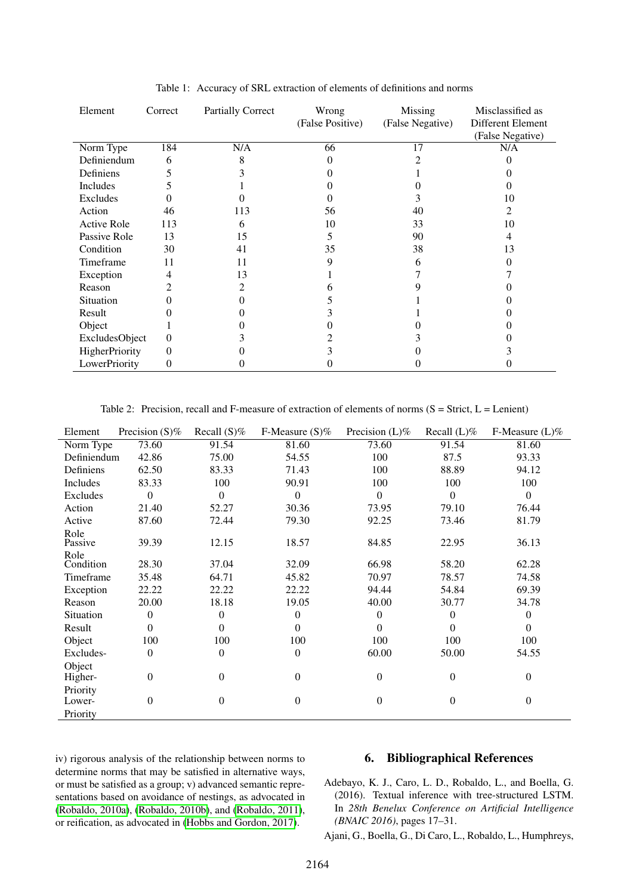Table 1: Accuracy of SRL extraction of elements of definitions and norms

| Element | Correct | Partially Correct | Wrong (False Positive) | Missing (False Negative) | Misclassified as Different Element (False Negative) |
|---|---|---|---|---|---|
| Norm Type | 184 | N/A | 66 | 17 | N/A |
| Definiendum | 6 | 8 | 0 | 2 | 0 |
| Definiens | 5 | 3 | 0 | 1 | 0 |
| Includes | 5 | 1 | 0 | 0 | 0 |
| Excludes | 0 | 0 | 0 | 3 | 10 |
| Action | 46 | 113 | 56 | 40 | 2 |
| Active Role | 113 | 6 | 10 | 33 | 10 |
| Passive Role | 13 | 15 | 5 | 90 | 4 |
| Condition | 30 | 41 | 35 | 38 | 13 |
| Timeframe | 11 | 11 | 9 | 6 | 0 |
| Exception | 4 | 13 | 1 | 7 | 7 |
| Reason | 2 | 2 | 6 | 9 | 0 |
| Situation | 0 | 0 | 5 | 1 | 0 |
| Result | 0 | 0 | 3 | 1 | 0 |
| Object | 1 | 0 | 0 | 0 | 0 |
| ExcludesObject | 0 | 3 | 2 | 3 | 0 |
| HigherPriority | 0 | 0 | 3 | 0 | 3 |
| LowerPriority | 0 | 0 | 0 | 0 | 0 |

Table 2: Precision, recall and F-measure of extraction of elements of norms (S = Strict, L = Lenient)

| Element | Precision (S)% | Recall (S)% | F-Measure (S)% | Precision (L)% | Recall (L)% | F-Measure (L)% |
|---|---|---|---|---|---|---|
| Norm Type | 73.60 | 91.54 | 81.60 | 73.60 | 91.54 | 81.60 |
| Definiendum | 42.86 | 75.00 | 54.55 | 100 | 87.5 | 93.33 |
| Definiens | 62.50 | 83.33 | 71.43 | 100 | 88.89 | 94.12 |
| Includes | 83.33 | 100 | 90.91 | 100 | 100 | 100 |
| Excludes | 0 | 0 | 0 | 0 | 0 | 0 |
| Action | 21.40 | 52.27 | 30.36 | 73.95 | 79.10 | 76.44 |
| Active Role | 87.60 | 72.44 | 79.30 | 92.25 | 73.46 | 81.79 |
| Passive Role | 39.39 | 12.15 | 18.57 | 84.85 | 22.95 | 36.13 |
| Condition | 28.30 | 37.04 | 32.09 | 66.98 | 58.20 | 62.28 |
| Timeframe | 35.48 | 64.71 | 45.82 | 70.97 | 78.57 | 74.58 |
| Exception | 22.22 | 22.22 | 22.22 | 94.44 | 54.84 | 69.39 |
| Reason | 20.00 | 18.18 | 19.05 | 40.00 | 30.77 | 34.78 |
| Situation | 0 | 0 | 0 | 0 | 0 | 0 |
| Result | 0 | 0 | 0 | 0 | 0 | 0 |
| Object | 100 | 100 | 100 | 100 | 100 | 100 |
| Excludes-Object | 0 | 0 | 0 | 60.00 | 50.00 | 54.55 |
| Higher-Priority | 0 | 0 | 0 | 0 | 0 | 0 |
| Lower-Priority | 0 | 0 | 0 | 0 | 0 | 0 |

iv) rigorous analysis of the relationship between norms to determine norms that may be satisfied in alternative ways, or must be satisfied as a group; v) advanced semantic representations based on avoidance of nestings, as advocated in (Robaldo, 2010a), (Robaldo, 2010b), and (Robaldo, 2011), or reification, as advocated in (Hobbs and Gordon, 2017).

## 6. Bibliographical References

Adebayo, K. J., Caro, L. D., Robaldo, L., and Boella, G. (2016). Textual inference with tree-structured LSTM. In *28th Benelux Conference on Artificial Intelligence (BNAIC 2016)*, pages 17–31.

Ajani, G., Boella, G., Di Caro, L., Robaldo, L., Humphreys,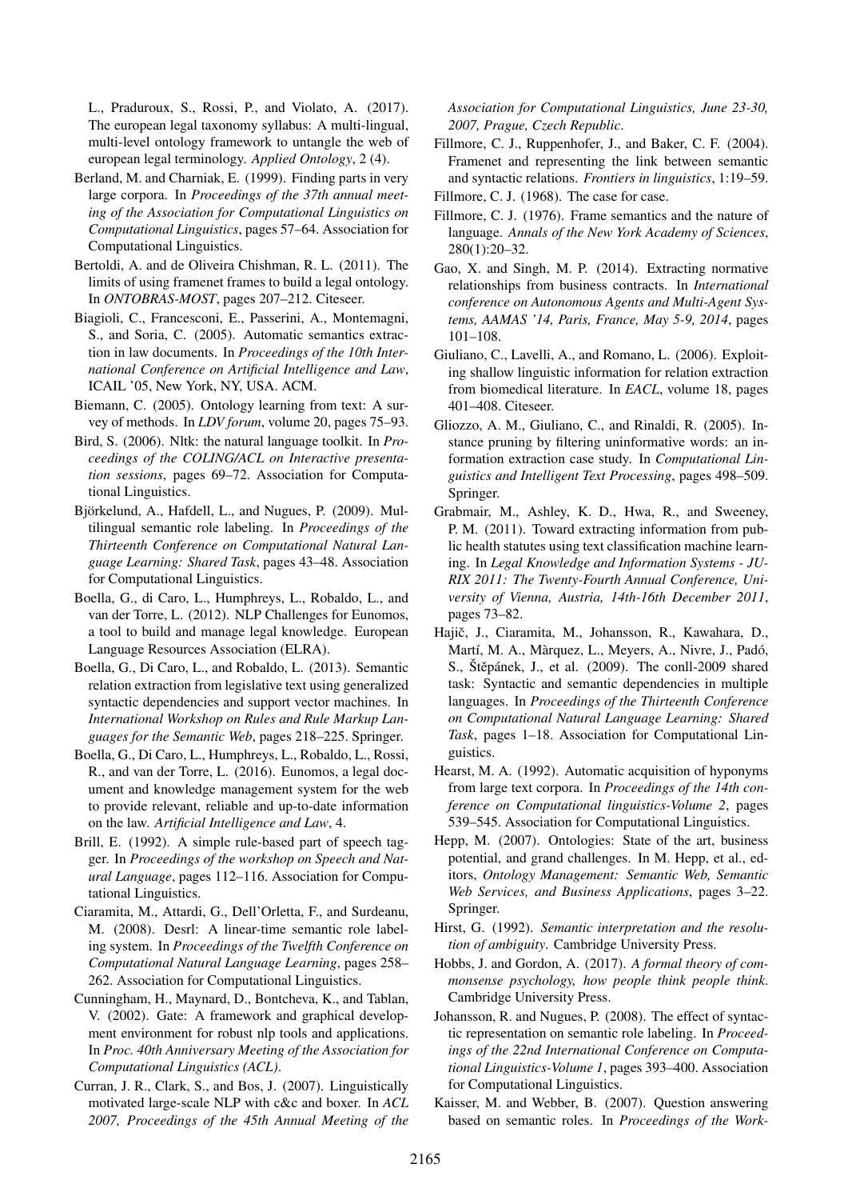L., Praduroux, S., Rossi, P., and Violato, A. (2017). The european legal taxonomy syllabus: A multi-lingual, multi-level ontology framework to untangle the web of european legal terminology. *Applied Ontology*, 2 (4).

Berland, M. and Charniak, E. (1999). Finding parts in very large corpora. In *Proceedings of the 37th annual meeting of the Association for Computational Linguistics on Computational Linguistics*, pages 57–64. Association for Computational Linguistics.

Bertoldi, A. and de Oliveira Chishman, R. L. (2011). The limits of using framenet frames to build a legal ontology. In *ONTOBRAS-MOST*, pages 207–212. Citeseer.

Biagioli, C., Francesconi, E., Passerini, A., Montemagni, S., and Soria, C. (2005). Automatic semantics extraction in law documents. In *Proceedings of the 10th International Conference on Artificial Intelligence and Law*, ICAIL '05, New York, NY, USA. ACM.

Biemann, C. (2005). Ontology learning from text: A survey of methods. In *LDV forum*, volume 20, pages 75–93.

Bird, S. (2006). Nltk: the natural language toolkit. In *Proceedings of the COLING/ACL on Interactive presentation sessions*, pages 69–72. Association for Computational Linguistics.

Björkelund, A., Hafdell, L., and Nugues, P. (2009). Multilingual semantic role labeling. In *Proceedings of the Thirteenth Conference on Computational Natural Language Learning: Shared Task*, pages 43–48. Association for Computational Linguistics.

Boella, G., di Caro, L., Humphreys, L., Robaldo, L., and van der Torre, L. (2012). NLP Challenges for Eunomos, a tool to build and manage legal knowledge. European Language Resources Association (ELRA).

Boella, G., Di Caro, L., and Robaldo, L. (2013). Semantic relation extraction from legislative text using generalized syntactic dependencies and support vector machines. In *International Workshop on Rules and Rule Markup Languages for the Semantic Web*, pages 218–225. Springer.

Boella, G., Di Caro, L., Humphreys, L., Robaldo, L., Rossi, R., and van der Torre, L. (2016). Eunomos, a legal document and knowledge management system for the web to provide relevant, reliable and up-to-date information on the law. *Artificial Intelligence and Law*, 4.

Brill, E. (1992). A simple rule-based part of speech tagger. In *Proceedings of the workshop on Speech and Natural Language*, pages 112–116. Association for Computational Linguistics.

Ciaramita, M., Attardi, G., Dell'Orletta, F., and Surdeanu, M. (2008). Desrl: A linear-time semantic role labeling system. In *Proceedings of the Twelfth Conference on Computational Natural Language Learning*, pages 258–262. Association for Computational Linguistics.

Cunningham, H., Maynard, D., Bontcheva, K., and Tablan, V. (2002). Gate: A framework and graphical development environment for robust nlp tools and applications. In *Proc. 40th Anniversary Meeting of the Association for Computational Linguistics (ACL)*.

Curran, J. R., Clark, S., and Bos, J. (2007). Linguistically motivated large-scale NLP with c&c and boxer. In *ACL 2007, Proceedings of the 45th Annual Meeting of the Association for Computational Linguistics, June 23-30, 2007, Prague, Czech Republic*.

Fillmore, C. J., Ruppenhofer, J., and Baker, C. F. (2004). Framenet and representing the link between semantic and syntactic relations. *Frontiers in linguistics*, 1:19–59.

Fillmore, C. J. (1968). The case for case.

Fillmore, C. J. (1976). Frame semantics and the nature of language. *Annals of the New York Academy of Sciences*, 280(1):20–32.

Gao, X. and Singh, M. P. (2014). Extracting normative relationships from business contracts. In *International conference on Autonomous Agents and Multi-Agent Systems, AAMAS '14, Paris, France, May 5-9, 2014*, pages 101–108.

Giuliano, C., Lavelli, A., and Romano, L. (2006). Exploiting shallow linguistic information for relation extraction from biomedical literature. In *EACL*, volume 18, pages 401–408. Citeseer.

Gliozzo, A. M., Giuliano, C., and Rinaldi, R. (2005). Instance pruning by filtering uninformative words: an information extraction case study. In *Computational Linguistics and Intelligent Text Processing*, pages 498–509. Springer.

Grabmair, M., Ashley, K. D., Hwa, R., and Sweeney, P. M. (2011). Toward extracting information from public health statutes using text classification machine learning. In *Legal Knowledge and Information Systems - JURIX 2011: The Twenty-Fourth Annual Conference, University of Vienna, Austria, 14th-16th December 2011*, pages 73–82.

Hajič, J., Ciaramita, M., Johansson, R., Kawahara, D., Martí, M. A., Màrquez, L., Meyers, A., Nivre, J., Padó, S., Štěpánek, J., et al. (2009). The conll-2009 shared task: Syntactic and semantic dependencies in multiple languages. In *Proceedings of the Thirteenth Conference on Computational Natural Language Learning: Shared Task*, pages 1–18. Association for Computational Linguistics.

Hearst, M. A. (1992). Automatic acquisition of hyponyms from large text corpora. In *Proceedings of the 14th conference on Computational linguistics-Volume 2*, pages 539–545. Association for Computational Linguistics.

Hepp, M. (2007). Ontologies: State of the art, business potential, and grand challenges. In M. Hepp, et al., editors, *Ontology Management: Semantic Web, Semantic Web Services, and Business Applications*, pages 3–22. Springer.

Hirst, G. (1992). *Semantic interpretation and the resolution of ambiguity*. Cambridge University Press.

Hobbs, J. and Gordon, A. (2017). *A formal theory of commonsense psychology, how people think people think*. Cambridge University Press.

Johansson, R. and Nugues, P. (2008). The effect of syntactic representation on semantic role labeling. In *Proceedings of the 22nd International Conference on Computational Linguistics-Volume 1*, pages 393–400. Association for Computational Linguistics.

Kaisser, M. and Webber, B. (2007). Question answering based on semantic roles. In *Proceedings of the Work-*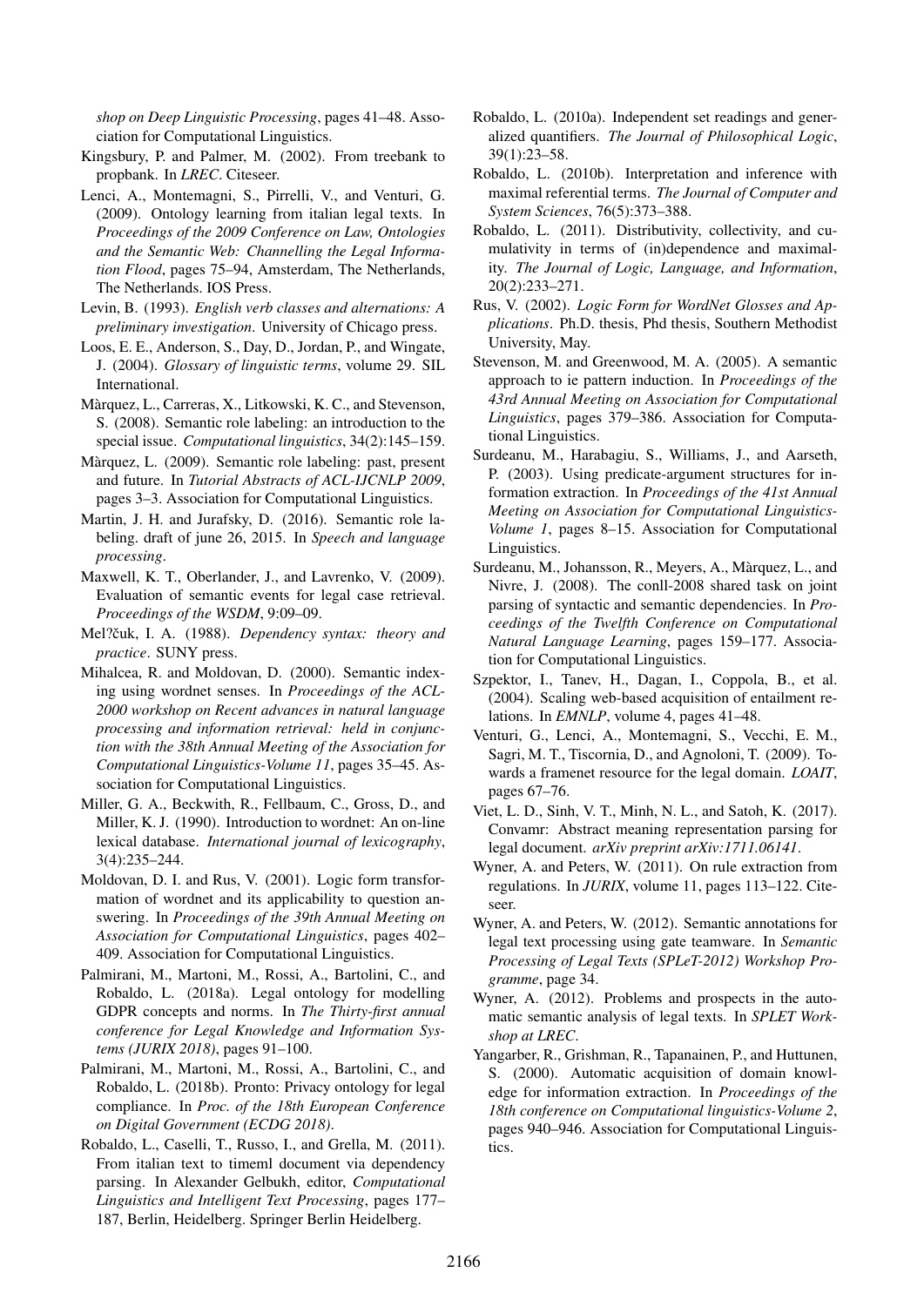*shop on Deep Linguistic Processing*, pages 41–48. Association for Computational Linguistics.

Kingsbury, P. and Palmer, M. (2002). From treebank to propbank. In *LREC*. Citeseer.

Lenci, A., Montemagni, S., Pirrelli, V., and Venturi, G. (2009). Ontology learning from italian legal texts. In *Proceedings of the 2009 Conference on Law, Ontologies and the Semantic Web: Channelling the Legal Information Flood*, pages 75–94, Amsterdam, The Netherlands, The Netherlands. IOS Press.

Levin, B. (1993). *English verb classes and alternations: A preliminary investigation*. University of Chicago press.

Loos, E. E., Anderson, S., Day, D., Jordan, P., and Wingate, J. (2004). *Glossary of linguistic terms*, volume 29. SIL International.

Màrquez, L., Carreras, X., Litkowski, K. C., and Stevenson, S. (2008). Semantic role labeling: an introduction to the special issue. *Computational linguistics*, 34(2):145–159.

Màrquez, L. (2009). Semantic role labeling: past, present and future. In *Tutorial Abstracts of ACL-IJCNLP 2009*, pages 3–3. Association for Computational Linguistics.

Martin, J. H. and Jurafsky, D. (2016). Semantic role labeling. draft of june 26, 2015. In *Speech and language processing*.

Maxwell, K. T., Oberlander, J., and Lavrenko, V. (2009). Evaluation of semantic events for legal case retrieval. *Proceedings of the WSDM*, 9:09–09.

Mel?čuk, I. A. (1988). *Dependency syntax: theory and practice*. SUNY press.

Mihalcea, R. and Moldovan, D. (2000). Semantic indexing using wordnet senses. In *Proceedings of the ACL-2000 workshop on Recent advances in natural language processing and information retrieval: held in conjunction with the 38th Annual Meeting of the Association for Computational Linguistics-Volume 11*, pages 35–45. Association for Computational Linguistics.

Miller, G. A., Beckwith, R., Fellbaum, C., Gross, D., and Miller, K. J. (1990). Introduction to wordnet: An on-line lexical database. *International journal of lexicography*, 3(4):235–244.

Moldovan, D. I. and Rus, V. (2001). Logic form transformation of wordnet and its applicability to question answering. In *Proceedings of the 39th Annual Meeting on Association for Computational Linguistics*, pages 402–409. Association for Computational Linguistics.

Palmirani, M., Martoni, M., Rossi, A., Bartolini, C., and Robaldo, L. (2018a). Legal ontology for modelling GDPR concepts and norms. In *The Thirty-first annual conference for Legal Knowledge and Information Systems (JURIX 2018)*, pages 91–100.

Palmirani, M., Martoni, M., Rossi, A., Bartolini, C., and Robaldo, L. (2018b). Pronto: Privacy ontology for legal compliance. In *Proc. of the 18th European Conference on Digital Government (ECDG 2018)*.

Robaldo, L., Caselli, T., Russo, I., and Grella, M. (2011). From italian text to timeml document via dependency parsing. In Alexander Gelbukh, editor, *Computational Linguistics and Intelligent Text Processing*, pages 177–187, Berlin, Heidelberg. Springer Berlin Heidelberg.

Robaldo, L. (2010a). Independent set readings and generalized quantifiers. *The Journal of Philosophical Logic*, 39(1):23–58.

Robaldo, L. (2010b). Interpretation and inference with maximal referential terms. *The Journal of Computer and System Sciences*, 76(5):373–388.

Robaldo, L. (2011). Distributivity, collectivity, and cumulativity in terms of (in)dependence and maximality. *The Journal of Logic, Language, and Information*, 20(2):233–271.

Rus, V. (2002). *Logic Form for WordNet Glosses and Applications*. Ph.D. thesis, Phd thesis, Southern Methodist University, May.

Stevenson, M. and Greenwood, M. A. (2005). A semantic approach to ie pattern induction. In *Proceedings of the 43rd Annual Meeting on Association for Computational Linguistics*, pages 379–386. Association for Computational Linguistics.

Surdeanu, M., Harabagiu, S., Williams, J., and Aarseth, P. (2003). Using predicate-argument structures for information extraction. In *Proceedings of the 41st Annual Meeting on Association for Computational Linguistics-Volume 1*, pages 8–15. Association for Computational Linguistics.

Surdeanu, M., Johansson, R., Meyers, A., Màrquez, L., and Nivre, J. (2008). The conll-2008 shared task on joint parsing of syntactic and semantic dependencies. In *Proceedings of the Twelfth Conference on Computational Natural Language Learning*, pages 159–177. Association for Computational Linguistics.

Szpektor, I., Tanev, H., Dagan, I., Coppola, B., et al. (2004). Scaling web-based acquisition of entailment relations. In *EMNLP*, volume 4, pages 41–48.

Venturi, G., Lenci, A., Montemagni, S., Vecchi, E. M., Sagri, M. T., Tiscornia, D., and Agnoloni, T. (2009). Towards a framenet resource for the legal domain. *LOAIT*, pages 67–76.

Viet, L. D., Sinh, V. T., Minh, N. L., and Satoh, K. (2017). Convamr: Abstract meaning representation parsing for legal document. *arXiv preprint arXiv:1711.06141*.

Wyner, A. and Peters, W. (2011). On rule extraction from regulations. In *JURIX*, volume 11, pages 113–122. Citeseer.

Wyner, A. and Peters, W. (2012). Semantic annotations for legal text processing using gate teamware. In *Semantic Processing of Legal Texts (SPLeT-2012) Workshop Programme*, page 34.

Wyner, A. (2012). Problems and prospects in the automatic semantic analysis of legal texts. In *SPLET Workshop at LREC*.

Yangarber, R., Grishman, R., Tapanainen, P., and Huttunen, S. (2000). Automatic acquisition of domain knowledge for information extraction. In *Proceedings of the 18th conference on Computational linguistics-Volume 2*, pages 940–946. Association for Computational Linguistics.